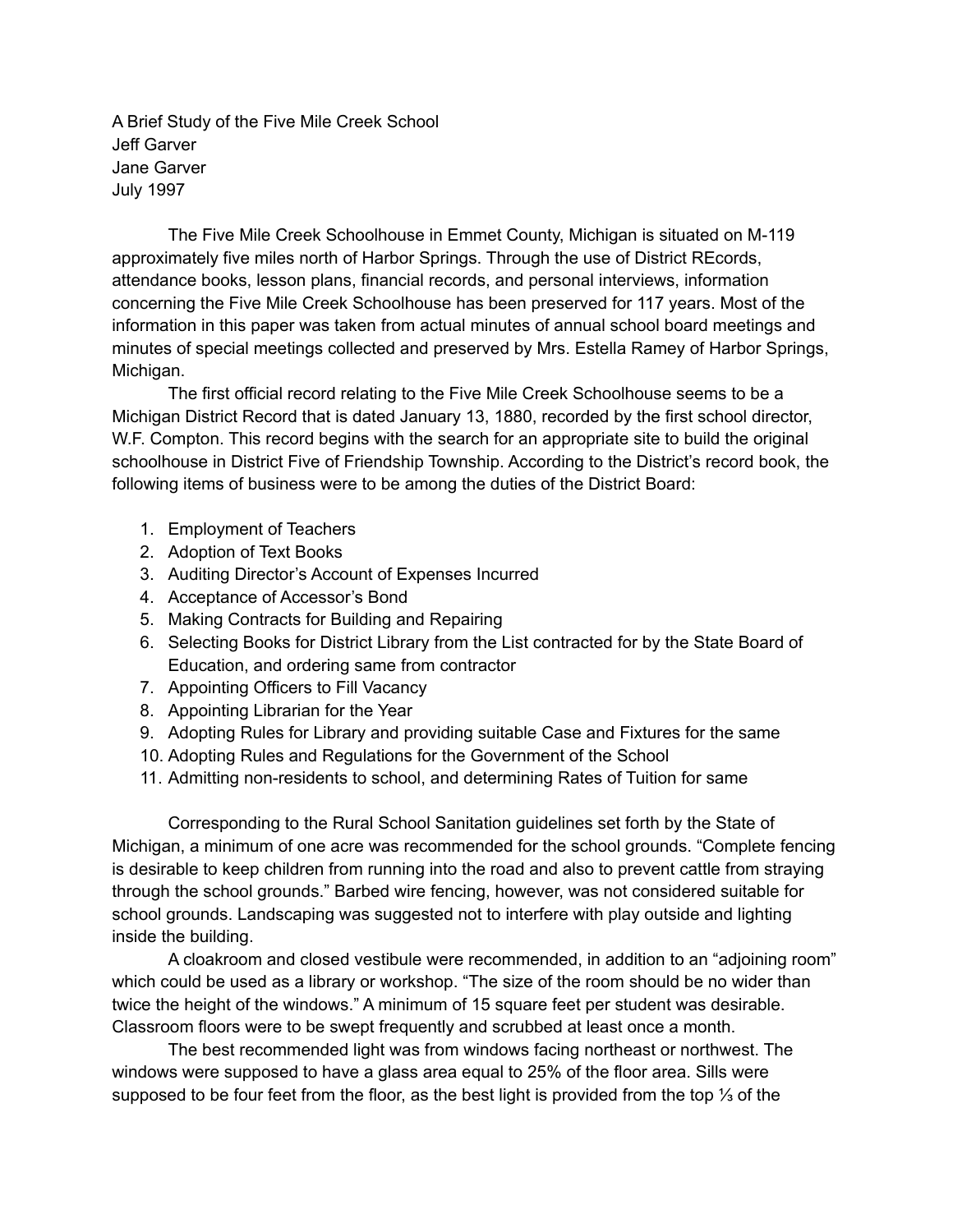A Brief Study of the Five Mile Creek School
Jeff Garver
Jane Garver
July 1997

The Five Mile Creek Schoolhouse in Emmet County, Michigan is situated on M-119 approximately five miles north of Harbor Springs. Through the use of District REcords, attendance books, lesson plans, financial records, and personal interviews, information concerning the Five Mile Creek Schoolhouse has been preserved for 117 years. Most of the information in this paper was taken from actual minutes of annual school board meetings and minutes of special meetings collected and preserved by Mrs. Estella Ramey of Harbor Springs, Michigan.

The first official record relating to the Five Mile Creek Schoolhouse seems to be a Michigan District Record that is dated January 13, 1880, recorded by the first school director, W.F. Compton. This record begins with the search for an appropriate site to build the original schoolhouse in District Five of Friendship Township. According to the District's record book, the following items of business were to be among the duties of the District Board:

1. Employment of Teachers
2. Adoption of Text Books
3. Auditing Director's Account of Expenses Incurred
4. Acceptance of Accessor's Bond
5. Making Contracts for Building and Repairing
6. Selecting Books for District Library from the List contracted for by the State Board of Education, and ordering same from contractor
7. Appointing Officers to Fill Vacancy
8. Appointing Librarian for the Year
9. Adopting Rules for Library and providing suitable Case and Fixtures for the same
10. Adopting Rules and Regulations for the Government of the School
11. Admitting non-residents to school, and determining Rates of Tuition for same

Corresponding to the Rural School Sanitation guidelines set forth by the State of Michigan, a minimum of one acre was recommended for the school grounds. "Complete fencing is desirable to keep children from running into the road and also to prevent cattle from straying through the school grounds." Barbed wire fencing, however, was not considered suitable for school grounds. Landscaping was suggested not to interfere with play outside and lighting inside the building.

A cloakroom and closed vestibule were recommended, in addition to an "adjoining room" which could be used as a library or workshop. "The size of the room should be no wider than twice the height of the windows." A minimum of 15 square feet per student was desirable. Classroom floors were to be swept frequently and scrubbed at least once a month.

The best recommended light was from windows facing northeast or northwest. The windows were supposed to have a glass area equal to 25% of the floor area. Sills were supposed to be four feet from the floor, as the best light is provided from the top ⅓ of the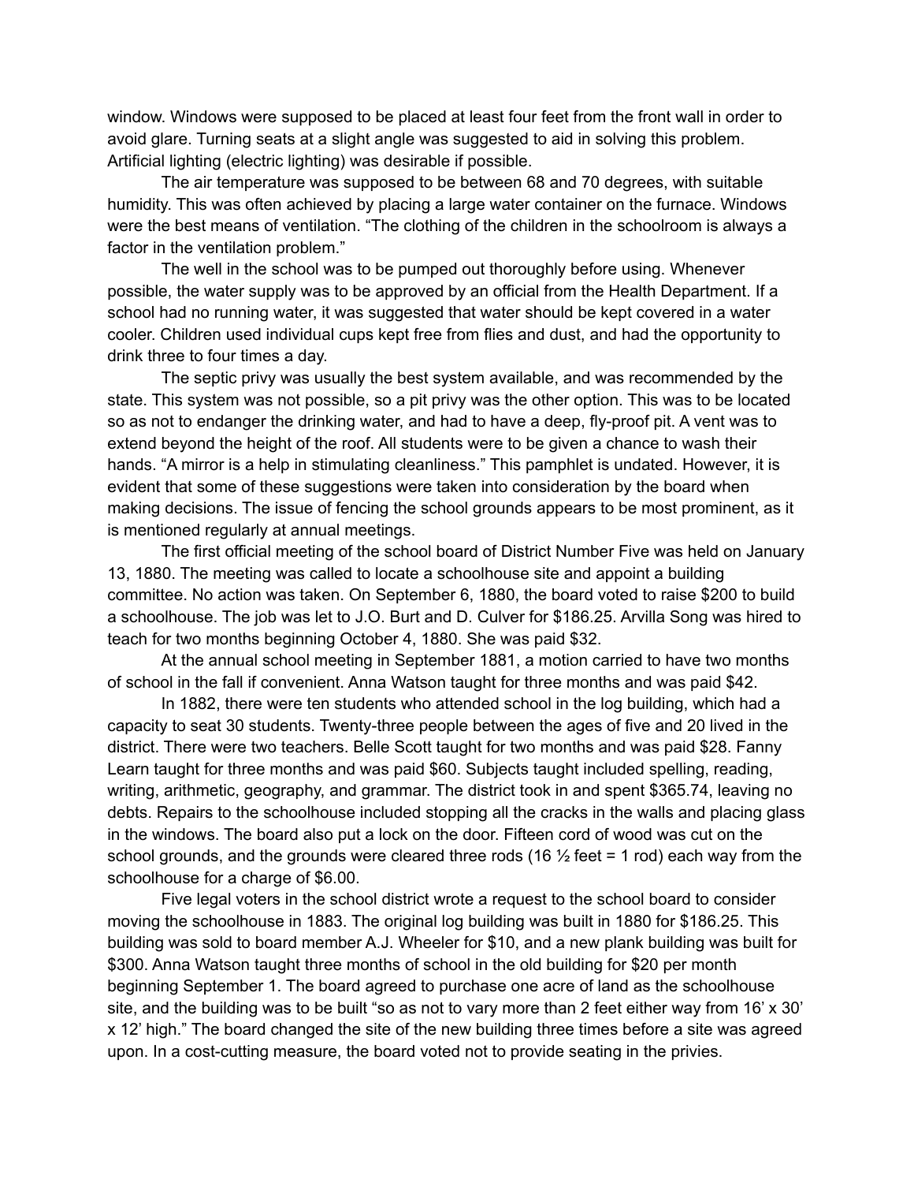window. Windows were supposed to be placed at least four feet from the front wall in order to avoid glare. Turning seats at a slight angle was suggested to aid in solving this problem. Artificial lighting (electric lighting) was desirable if possible.

The air temperature was supposed to be between 68 and 70 degrees, with suitable humidity. This was often achieved by placing a large water container on the furnace. Windows were the best means of ventilation. "The clothing of the children in the schoolroom is always a factor in the ventilation problem."

The well in the school was to be pumped out thoroughly before using. Whenever possible, the water supply was to be approved by an official from the Health Department. If a school had no running water, it was suggested that water should be kept covered in a water cooler. Children used individual cups kept free from flies and dust, and had the opportunity to drink three to four times a day.

The septic privy was usually the best system available, and was recommended by the state. This system was not possible, so a pit privy was the other option. This was to be located so as not to endanger the drinking water, and had to have a deep, fly-proof pit. A vent was to extend beyond the height of the roof. All students were to be given a chance to wash their hands. "A mirror is a help in stimulating cleanliness." This pamphlet is undated. However, it is evident that some of these suggestions were taken into consideration by the board when making decisions. The issue of fencing the school grounds appears to be most prominent, as it is mentioned regularly at annual meetings.

The first official meeting of the school board of District Number Five was held on January 13, 1880. The meeting was called to locate a schoolhouse site and appoint a building committee. No action was taken. On September 6, 1880, the board voted to raise $200 to build a schoolhouse. The job was let to J.O. Burt and D. Culver for $186.25. Arvilla Song was hired to teach for two months beginning October 4, 1880. She was paid $32.

At the annual school meeting in September 1881, a motion carried to have two months of school in the fall if convenient. Anna Watson taught for three months and was paid $42.

In 1882, there were ten students who attended school in the log building, which had a capacity to seat 30 students. Twenty-three people between the ages of five and 20 lived in the district. There were two teachers. Belle Scott taught for two months and was paid $28. Fanny Learn taught for three months and was paid $60. Subjects taught included spelling, reading, writing, arithmetic, geography, and grammar. The district took in and spent $365.74, leaving no debts. Repairs to the schoolhouse included stopping all the cracks in the walls and placing glass in the windows. The board also put a lock on the door. Fifteen cord of wood was cut on the school grounds, and the grounds were cleared three rods (16 ½ feet = 1 rod) each way from the schoolhouse for a charge of $6.00.

Five legal voters in the school district wrote a request to the school board to consider moving the schoolhouse in 1883. The original log building was built in 1880 for $186.25. This building was sold to board member A.J. Wheeler for $10, and a new plank building was built for $300. Anna Watson taught three months of school in the old building for $20 per month beginning September 1. The board agreed to purchase one acre of land as the schoolhouse site, and the building was to be built "so as not to vary more than 2 feet either way from 16' x 30' x 12' high." The board changed the site of the new building three times before a site was agreed upon. In a cost-cutting measure, the board voted not to provide seating in the privies.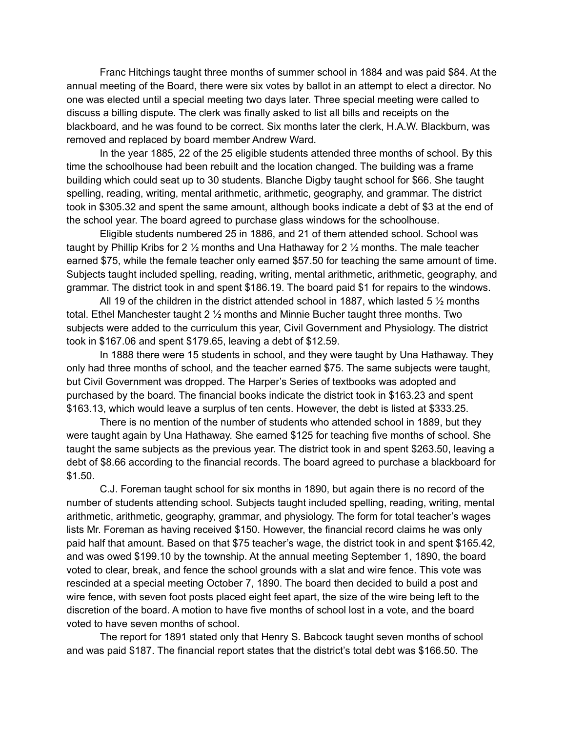Franc Hitchings taught three months of summer school in 1884 and was paid $84. At the annual meeting of the Board, there were six votes by ballot in an attempt to elect a director. No one was elected until a special meeting two days later. Three special meeting were called to discuss a billing dispute. The clerk was finally asked to list all bills and receipts on the blackboard, and he was found to be correct. Six months later the clerk, H.A.W. Blackburn, was removed and replaced by board member Andrew Ward.

In the year 1885, 22 of the 25 eligible students attended three months of school. By this time the schoolhouse had been rebuilt and the location changed. The building was a frame building which could seat up to 30 students. Blanche Digby taught school for $66. She taught spelling, reading, writing, mental arithmetic, arithmetic, geography, and grammar. The district took in $305.32 and spent the same amount, although books indicate a debt of $3 at the end of the school year. The board agreed to purchase glass windows for the schoolhouse.

Eligible students numbered 25 in 1886, and 21 of them attended school. School was taught by Phillip Kribs for 2 ½ months and Una Hathaway for 2 ½ months. The male teacher earned $75, while the female teacher only earned $57.50 for teaching the same amount of time. Subjects taught included spelling, reading, writing, mental arithmetic, arithmetic, geography, and grammar. The district took in and spent $186.19. The board paid $1 for repairs to the windows.

All 19 of the children in the district attended school in 1887, which lasted 5 ½ months total. Ethel Manchester taught 2 ½ months and Minnie Bucher taught three months. Two subjects were added to the curriculum this year, Civil Government and Physiology. The district took in $167.06 and spent $179.65, leaving a debt of $12.59.

In 1888 there were 15 students in school, and they were taught by Una Hathaway. They only had three months of school, and the teacher earned $75. The same subjects were taught, but Civil Government was dropped. The Harper's Series of textbooks was adopted and purchased by the board. The financial books indicate the district took in $163.23 and spent $163.13, which would leave a surplus of ten cents. However, the debt is listed at $333.25.

There is no mention of the number of students who attended school in 1889, but they were taught again by Una Hathaway. She earned $125 for teaching five months of school. She taught the same subjects as the previous year. The district took in and spent $263.50, leaving a debt of $8.66 according to the financial records. The board agreed to purchase a blackboard for $1.50.

C.J. Foreman taught school for six months in 1890, but again there is no record of the number of students attending school. Subjects taught included spelling, reading, writing, mental arithmetic, arithmetic, geography, grammar, and physiology. The form for total teacher's wages lists Mr. Foreman as having received $150. However, the financial record claims he was only paid half that amount. Based on that $75 teacher's wage, the district took in and spent $165.42, and was owed $199.10 by the township. At the annual meeting September 1, 1890, the board voted to clear, break, and fence the school grounds with a slat and wire fence. This vote was rescinded at a special meeting October 7, 1890. The board then decided to build a post and wire fence, with seven foot posts placed eight feet apart, the size of the wire being left to the discretion of the board. A motion to have five months of school lost in a vote, and the board voted to have seven months of school.

The report for 1891 stated only that Henry S. Babcock taught seven months of school and was paid $187. The financial report states that the district's total debt was $166.50. The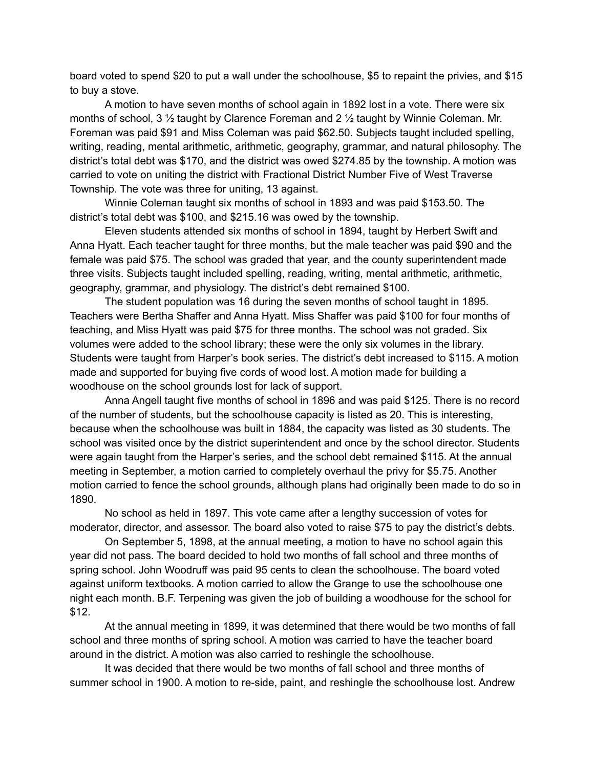board voted to spend $20 to put a wall under the schoolhouse, $5 to repaint the privies, and $15 to buy a stove.

A motion to have seven months of school again in 1892 lost in a vote. There were six months of school, 3 ½ taught by Clarence Foreman and 2 ½ taught by Winnie Coleman. Mr. Foreman was paid $91 and Miss Coleman was paid $62.50. Subjects taught included spelling, writing, reading, mental arithmetic, arithmetic, geography, grammar, and natural philosophy. The district's total debt was $170, and the district was owed $274.85 by the township. A motion was carried to vote on uniting the district with Fractional District Number Five of West Traverse Township. The vote was three for uniting, 13 against.

Winnie Coleman taught six months of school in 1893 and was paid $153.50. The district's total debt was $100, and $215.16 was owed by the township.

Eleven students attended six months of school in 1894, taught by Herbert Swift and Anna Hyatt. Each teacher taught for three months, but the male teacher was paid $90 and the female was paid $75. The school was graded that year, and the county superintendent made three visits. Subjects taught included spelling, reading, writing, mental arithmetic, arithmetic, geography, grammar, and physiology. The district's debt remained $100.

The student population was 16 during the seven months of school taught in 1895. Teachers were Bertha Shaffer and Anna Hyatt. Miss Shaffer was paid $100 for four months of teaching, and Miss Hyatt was paid $75 for three months. The school was not graded. Six volumes were added to the school library; these were the only six volumes in the library. Students were taught from Harper's book series. The district's debt increased to $115. A motion made and supported for buying five cords of wood lost. A motion made for building a woodhouse on the school grounds lost for lack of support.

Anna Angell taught five months of school in 1896 and was paid $125. There is no record of the number of students, but the schoolhouse capacity is listed as 20. This is interesting, because when the schoolhouse was built in 1884, the capacity was listed as 30 students. The school was visited once by the district superintendent and once by the school director. Students were again taught from the Harper's series, and the school debt remained $115. At the annual meeting in September, a motion carried to completely overhaul the privy for $5.75. Another motion carried to fence the school grounds, although plans had originally been made to do so in 1890.

No school as held in 1897. This vote came after a lengthy succession of votes for moderator, director, and assessor. The board also voted to raise $75 to pay the district's debts.

On September 5, 1898, at the annual meeting, a motion to have no school again this year did not pass. The board decided to hold two months of fall school and three months of spring school. John Woodruff was paid 95 cents to clean the schoolhouse. The board voted against uniform textbooks. A motion carried to allow the Grange to use the schoolhouse one night each month. B.F. Terpening was given the job of building a woodhouse for the school for $12.

At the annual meeting in 1899, it was determined that there would be two months of fall school and three months of spring school. A motion was carried to have the teacher board around in the district. A motion was also carried to reshingle the schoolhouse.

It was decided that there would be two months of fall school and three months of summer school in 1900. A motion to re-side, paint, and reshingle the schoolhouse lost. Andrew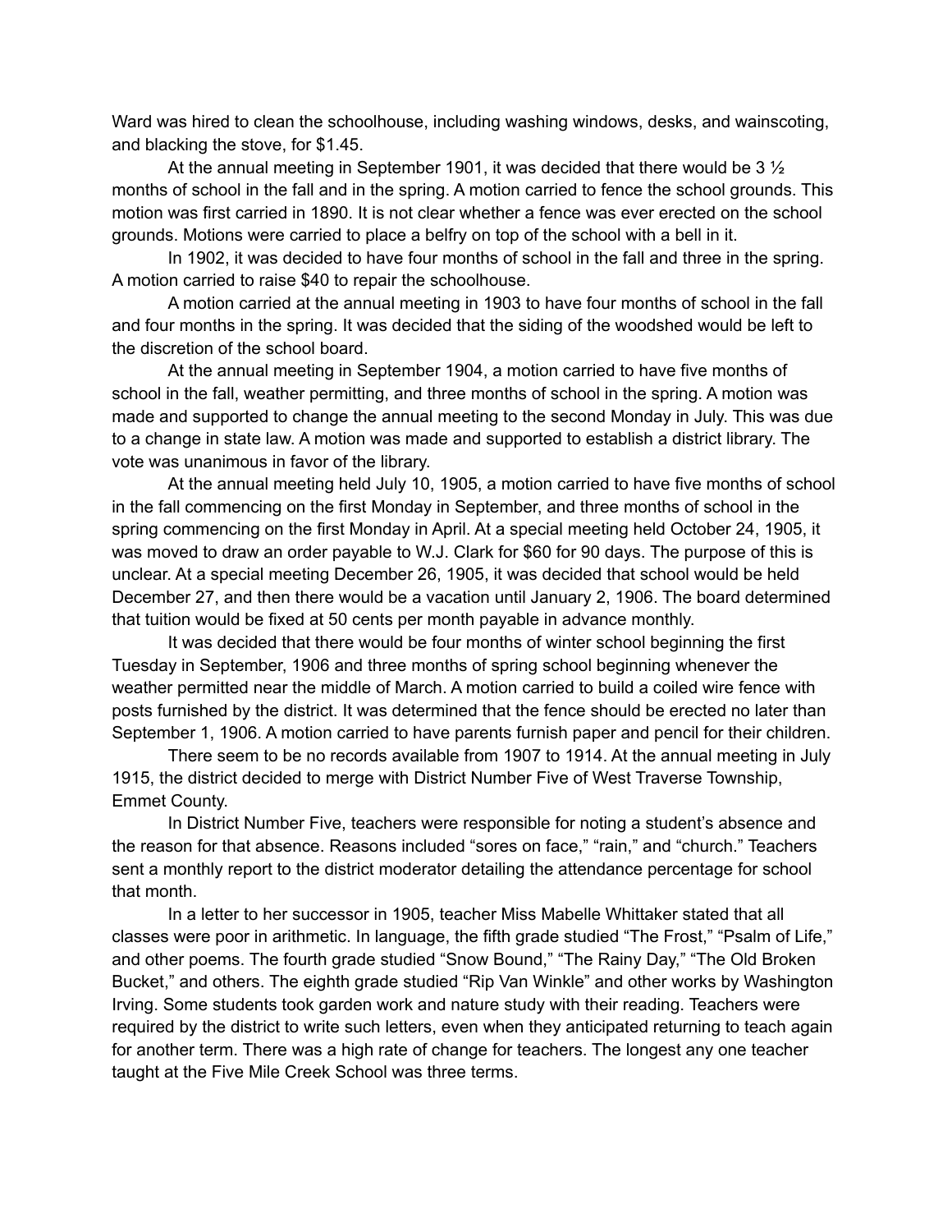Ward was hired to clean the schoolhouse, including washing windows, desks, and wainscoting, and blacking the stove, for $1.45.

At the annual meeting in September 1901, it was decided that there would be 3 ½ months of school in the fall and in the spring. A motion carried to fence the school grounds. This motion was first carried in 1890. It is not clear whether a fence was ever erected on the school grounds. Motions were carried to place a belfry on top of the school with a bell in it.

In 1902, it was decided to have four months of school in the fall and three in the spring. A motion carried to raise $40 to repair the schoolhouse.

A motion carried at the annual meeting in 1903 to have four months of school in the fall and four months in the spring. It was decided that the siding of the woodshed would be left to the discretion of the school board.

At the annual meeting in September 1904, a motion carried to have five months of school in the fall, weather permitting, and three months of school in the spring. A motion was made and supported to change the annual meeting to the second Monday in July. This was due to a change in state law. A motion was made and supported to establish a district library. The vote was unanimous in favor of the library.

At the annual meeting held July 10, 1905, a motion carried to have five months of school in the fall commencing on the first Monday in September, and three months of school in the spring commencing on the first Monday in April. At a special meeting held October 24, 1905, it was moved to draw an order payable to W.J. Clark for $60 for 90 days. The purpose of this is unclear. At a special meeting December 26, 1905, it was decided that school would be held December 27, and then there would be a vacation until January 2, 1906. The board determined that tuition would be fixed at 50 cents per month payable in advance monthly.

It was decided that there would be four months of winter school beginning the first Tuesday in September, 1906 and three months of spring school beginning whenever the weather permitted near the middle of March. A motion carried to build a coiled wire fence with posts furnished by the district. It was determined that the fence should be erected no later than September 1, 1906. A motion carried to have parents furnish paper and pencil for their children.

There seem to be no records available from 1907 to 1914. At the annual meeting in July 1915, the district decided to merge with District Number Five of West Traverse Township, Emmet County.

In District Number Five, teachers were responsible for noting a student's absence and the reason for that absence. Reasons included "sores on face," "rain," and "church." Teachers sent a monthly report to the district moderator detailing the attendance percentage for school that month.

In a letter to her successor in 1905, teacher Miss Mabelle Whittaker stated that all classes were poor in arithmetic. In language, the fifth grade studied "The Frost," "Psalm of Life," and other poems. The fourth grade studied "Snow Bound," "The Rainy Day," "The Old Broken Bucket," and others. The eighth grade studied "Rip Van Winkle" and other works by Washington Irving. Some students took garden work and nature study with their reading. Teachers were required by the district to write such letters, even when they anticipated returning to teach again for another term. There was a high rate of change for teachers. The longest any one teacher taught at the Five Mile Creek School was three terms.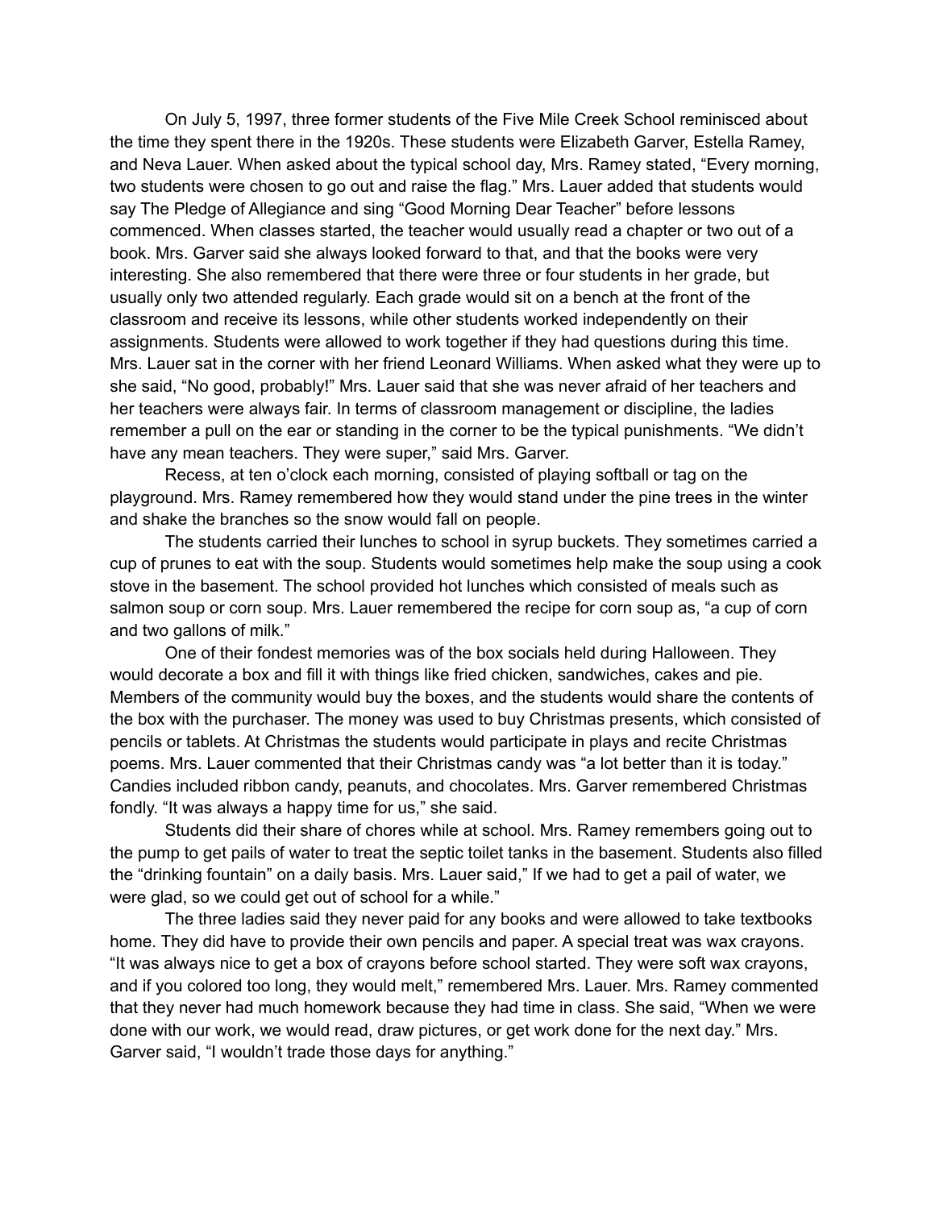On July 5, 1997, three former students of the Five Mile Creek School reminisced about the time they spent there in the 1920s. These students were Elizabeth Garver, Estella Ramey, and Neva Lauer. When asked about the typical school day, Mrs. Ramey stated, “Every morning, two students were chosen to go out and raise the flag.” Mrs. Lauer added that students would say The Pledge of Allegiance and sing “Good Morning Dear Teacher” before lessons commenced. When classes started, the teacher would usually read a chapter or two out of a book. Mrs. Garver said she always looked forward to that, and that the books were very interesting. She also remembered that there were three or four students in her grade, but usually only two attended regularly. Each grade would sit on a bench at the front of the classroom and receive its lessons, while other students worked independently on their assignments. Students were allowed to work together if they had questions during this time. Mrs. Lauer sat in the corner with her friend Leonard Williams. When asked what they were up to she said, “No good, probably!” Mrs. Lauer said that she was never afraid of her teachers and her teachers were always fair. In terms of classroom management or discipline, the ladies remember a pull on the ear or standing in the corner to be the typical punishments. “We didn’t have any mean teachers. They were super,” said Mrs. Garver.

Recess, at ten o’clock each morning, consisted of playing softball or tag on the playground. Mrs. Ramey remembered how they would stand under the pine trees in the winter and shake the branches so the snow would fall on people.

The students carried their lunches to school in syrup buckets. They sometimes carried a cup of prunes to eat with the soup. Students would sometimes help make the soup using a cook stove in the basement. The school provided hot lunches which consisted of meals such as salmon soup or corn soup. Mrs. Lauer remembered the recipe for corn soup as, “a cup of corn and two gallons of milk.”

One of their fondest memories was of the box socials held during Halloween. They would decorate a box and fill it with things like fried chicken, sandwiches, cakes and pie. Members of the community would buy the boxes, and the students would share the contents of the box with the purchaser. The money was used to buy Christmas presents, which consisted of pencils or tablets. At Christmas the students would participate in plays and recite Christmas poems. Mrs. Lauer commented that their Christmas candy was “a lot better than it is today.” Candies included ribbon candy, peanuts, and chocolates. Mrs. Garver remembered Christmas fondly. “It was always a happy time for us,” she said.

Students did their share of chores while at school. Mrs. Ramey remembers going out to the pump to get pails of water to treat the septic toilet tanks in the basement. Students also filled the “drinking fountain” on a daily basis. Mrs. Lauer said,” If we had to get a pail of water, we were glad, so we could get out of school for a while.”

The three ladies said they never paid for any books and were allowed to take textbooks home. They did have to provide their own pencils and paper. A special treat was wax crayons. “It was always nice to get a box of crayons before school started. They were soft wax crayons, and if you colored too long, they would melt,” remembered Mrs. Lauer. Mrs. Ramey commented that they never had much homework because they had time in class. She said, “When we were done with our work, we would read, draw pictures, or get work done for the next day.” Mrs. Garver said, “I wouldn’t trade those days for anything.”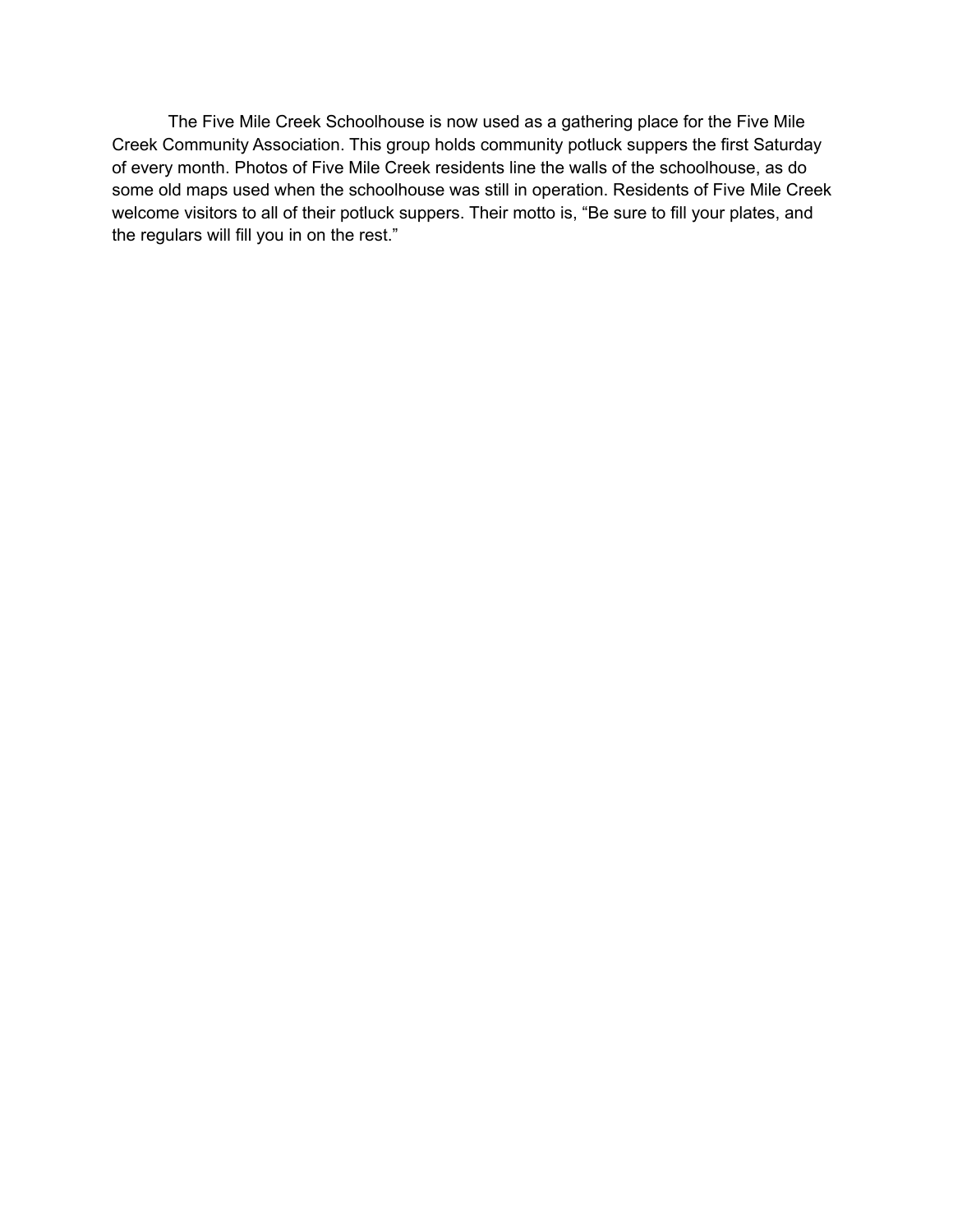The Five Mile Creek Schoolhouse is now used as a gathering place for the Five Mile Creek Community Association. This group holds community potluck suppers the first Saturday of every month. Photos of Five Mile Creek residents line the walls of the schoolhouse, as do some old maps used when the schoolhouse was still in operation. Residents of Five Mile Creek welcome visitors to all of their potluck suppers. Their motto is, “Be sure to fill your plates, and the regulars will fill you in on the rest.”